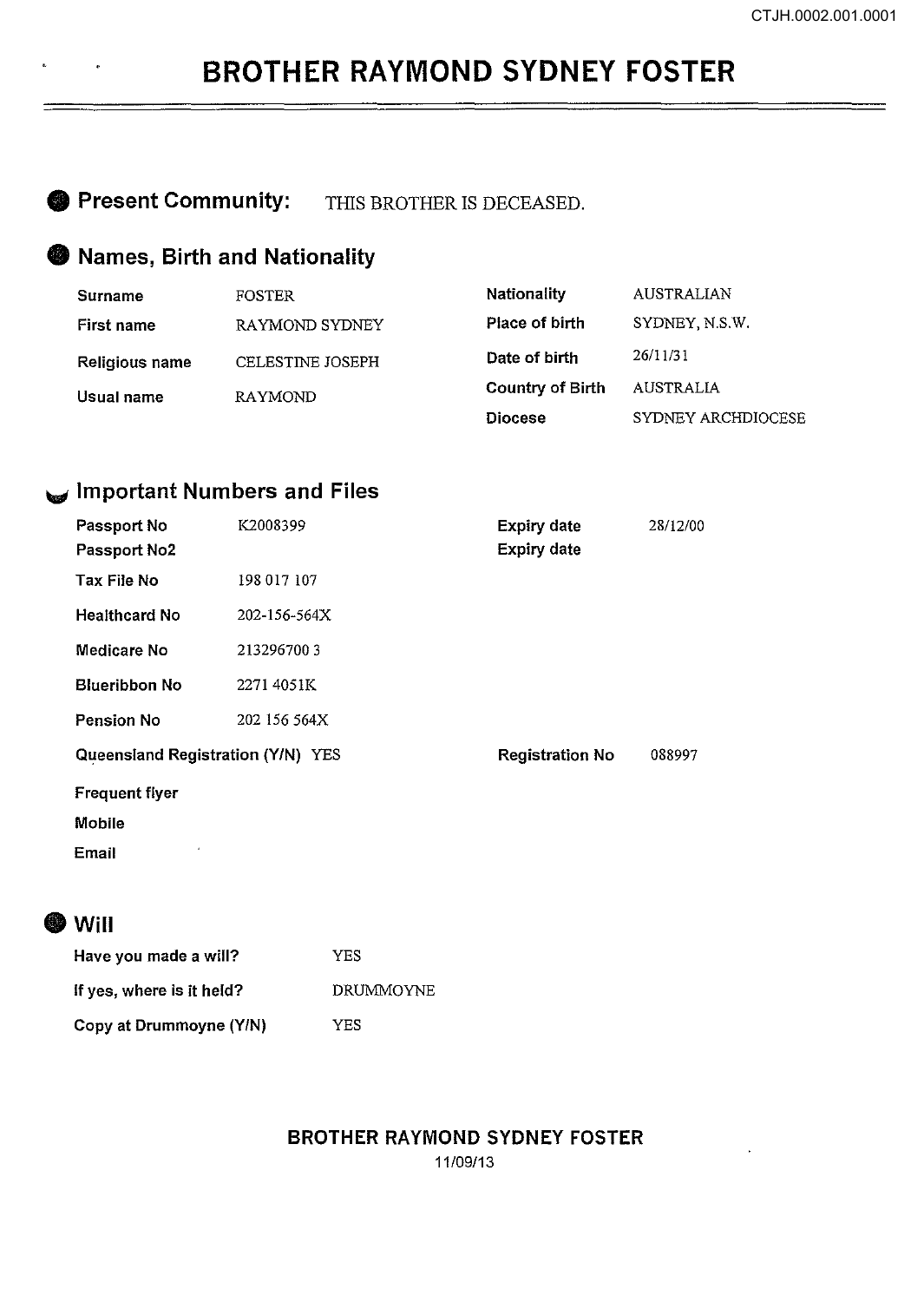# BROTHER RAYMOND SYDNEY FOSTER

## Present Community: THIS BROTHER IS DECEASED.

## Names, Birth and Nationality

| | | | |
|---|---|---|---|
| **Surname** | FOSTER | **Nationality** | AUSTRALIAN |
| **First name** | RAYMOND SYDNEY | **Place of birth** | SYDNEY, N.S.W. |
| **Religious name** | CELESTINE JOSEPH | **Date of birth** | 26/11/31 |
| **Usual name** | RAYMOND | **Country of Birth** | AUSTRALIA |
| | | **Diocese** | SYDNEY ARCHDIOCESE |

## Important Numbers and Files

| | | | |
|---|---|---|---|
| **Passport No** | K2008399 | **Expiry date** | 28/12/00 |
| **Passport No2** | | **Expiry date** | |
| **Tax File No** | 198 017 107 | | |
| **Healthcard No** | 202-156-564X | | |
| **Medicare No** | 213296700 3 | | |
| **Blueribbon No** | 2271 4051K | | |
| **Pension No** | 202 156 564X | | |
| **Queensland Registration (Y/N)** | YES | **Registration No** | 088997 |
| **Frequent flyer** | | | |
| **Mobile** | | | |
| **Email** | | | |

## Will

| | |
|---|---|
| **Have you made a will?** | YES |
| **If yes, where is it held?** | DRUMMOYNE |
| **Copy at Drummoyne (Y/N)** | YES |

**BROTHER RAYMOND SYDNEY FOSTER**
11/09/13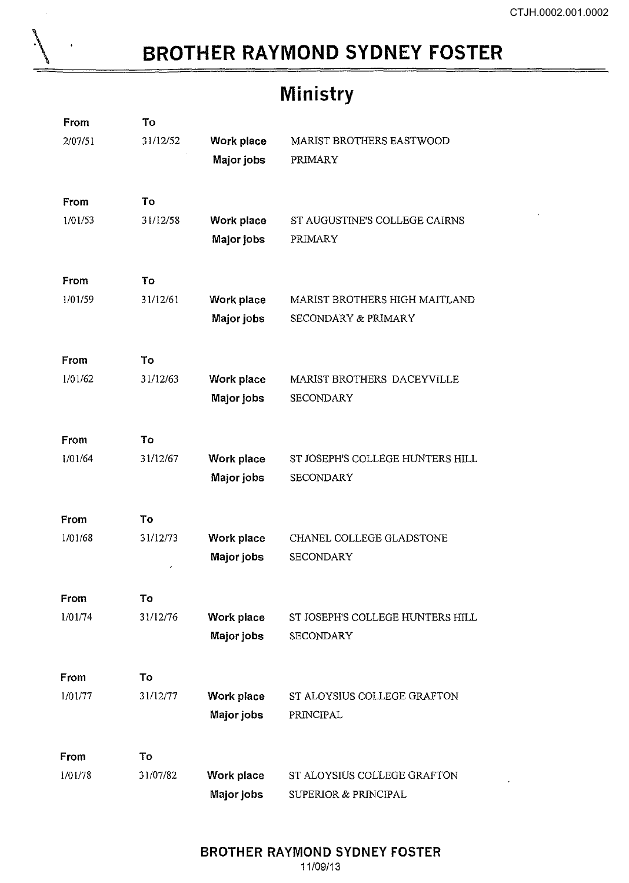# BROTHER RAYMOND SYDNEY FOSTER

## Ministry

| From | To | | |
|---|---|---|---|
| 2/07/51 | 31/12/52 | **Work place** | MARIST BROTHERS EASTWOOD |
| | | **Major jobs** | PRIMARY |
| 1/01/53 | 31/12/58 | **Work place** | ST AUGUSTINE'S COLLEGE CAIRNS |
| | | **Major jobs** | PRIMARY |
| 1/01/59 | 31/12/61 | **Work place** | MARIST BROTHERS HIGH MAITLAND |
| | | **Major jobs** | SECONDARY & PRIMARY |
| 1/01/62 | 31/12/63 | **Work place** | MARIST BROTHERS DACEYVILLE |
| | | **Major jobs** | SECONDARY |
| 1/01/64 | 31/12/67 | **Work place** | ST JOSEPH'S COLLEGE HUNTERS HILL |
| | | **Major jobs** | SECONDARY |
| 1/01/68 | 31/12/73 | **Work place** | CHANEL COLLEGE GLADSTONE |
| | | **Major jobs** | SECONDARY |
| 1/01/74 | 31/12/76 | **Work place** | ST JOSEPH'S COLLEGE HUNTERS HILL |
| | | **Major jobs** | SECONDARY |
| 1/01/77 | 31/12/77 | **Work place** | ST ALOYSIUS COLLEGE GRAFTON |
| | | **Major jobs** | PRINCIPAL |
| 1/01/78 | 31/07/82 | **Work place** | ST ALOYSIUS COLLEGE GRAFTON |
| | | **Major jobs** | SUPERIOR & PRINCIPAL |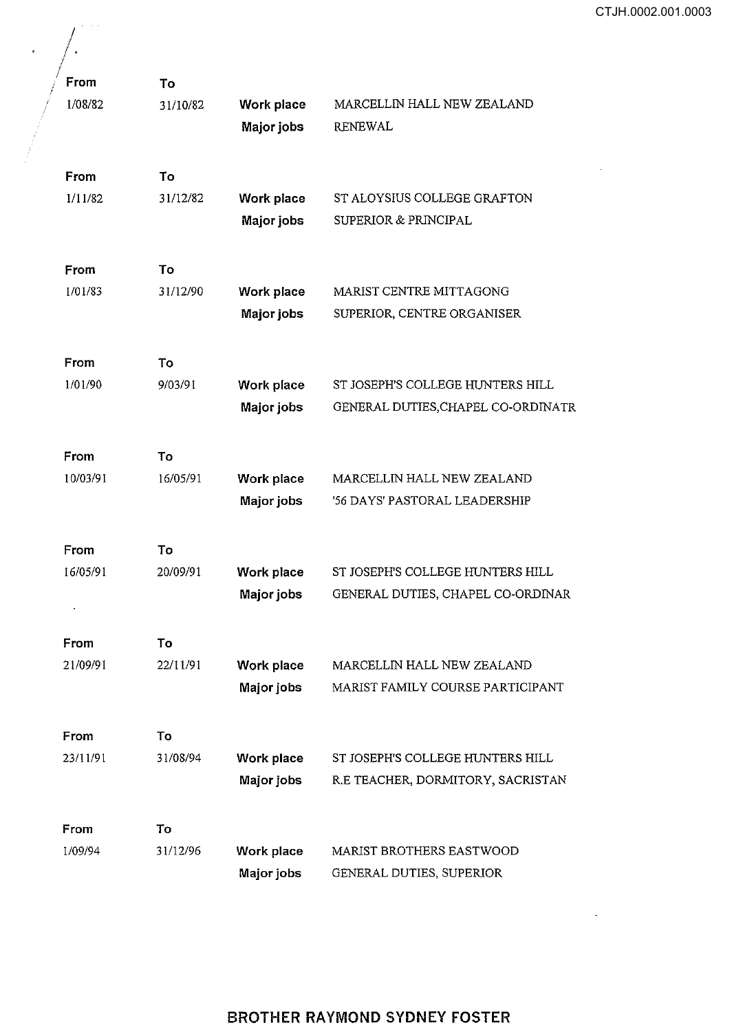| From | To | | |
|---|---|---|---|
| 1/08/82 | 31/10/82 | **Work place** | MARCELLIN HALL NEW ZEALAND |
| | | **Major jobs** | RENEWAL |

| From | To | | |
|---|---|---|---|
| 1/11/82 | 31/12/82 | **Work place** | ST ALOYSIUS COLLEGE GRAFTON |
| | | **Major jobs** | SUPERIOR & PRINCIPAL |

| From | To | | |
|---|---|---|---|
| 1/01/83 | 31/12/90 | **Work place** | MARIST CENTRE MITTAGONG |
| | | **Major jobs** | SUPERIOR, CENTRE ORGANISER |

| From | To | | |
|---|---|---|---|
| 1/01/90 | 9/03/91 | **Work place** | ST JOSEPH'S COLLEGE HUNTERS HILL |
| | | **Major jobs** | GENERAL DUTIES,CHAPEL CO-ORDINATR |

| From | To | | |
|---|---|---|---|
| 10/03/91 | 16/05/91 | **Work place** | MARCELLIN HALL NEW ZEALAND |
| | | **Major jobs** | '56 DAYS' PASTORAL LEADERSHIP |

| From | To | | |
|---|---|---|---|
| 16/05/91 | 20/09/91 | **Work place** | ST JOSEPH'S COLLEGE HUNTERS HILL |
| | | **Major jobs** | GENERAL DUTIES, CHAPEL CO-ORDINAR |

| From | To | | |
|---|---|---|---|
| 21/09/91 | 22/11/91 | **Work place** | MARCELLIN HALL NEW ZEALAND |
| | | **Major jobs** | MARIST FAMILY COURSE PARTICIPANT |

| From | To | | |
|---|---|---|---|
| 23/11/91 | 31/08/94 | **Work place** | ST JOSEPH'S COLLEGE HUNTERS HILL |
| | | **Major jobs** | R.E TEACHER, DORMITORY, SACRISTAN |

| From | To | | |
|---|---|---|---|
| 1/09/94 | 31/12/96 | **Work place** | MARIST BROTHERS EASTWOOD |
| | | **Major jobs** | GENERAL DUTIES, SUPERIOR |

**BROTHER RAYMOND SYDNEY FOSTER**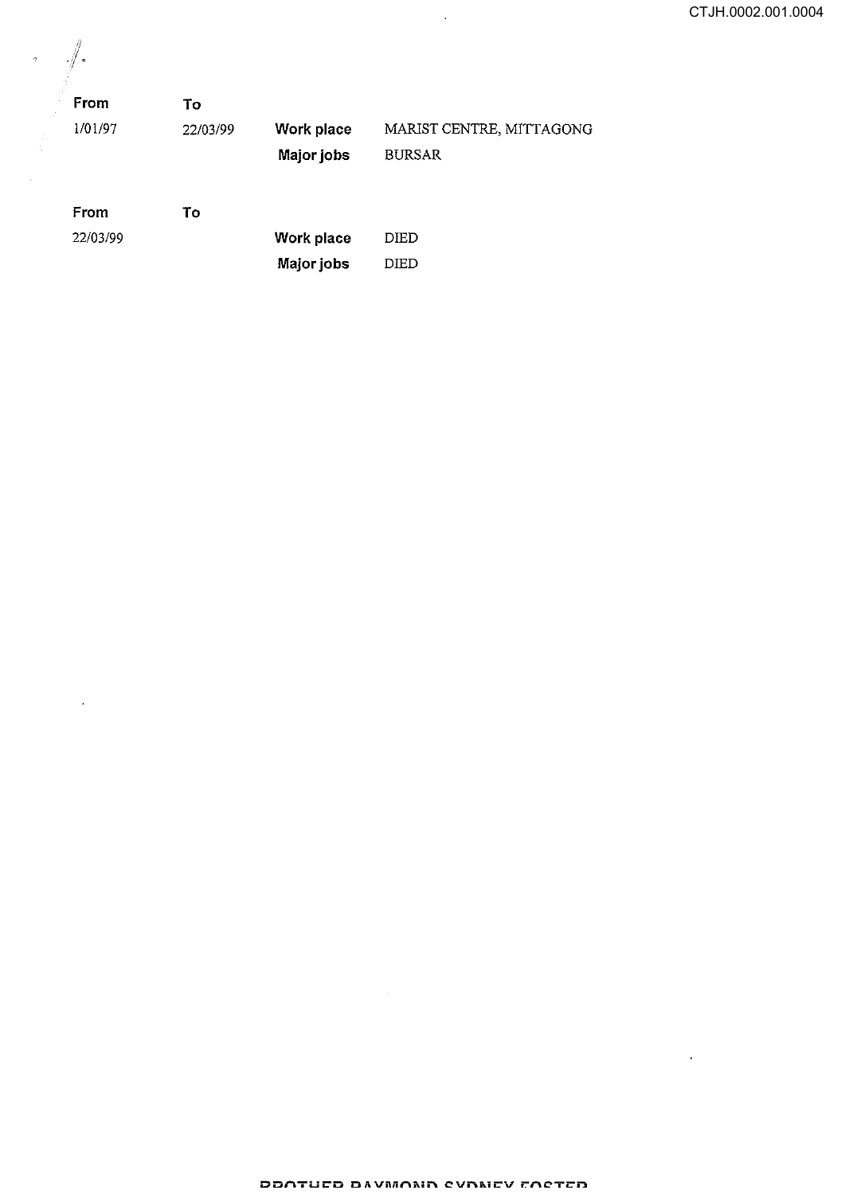| From | To | | |
|---|---|---|---|
| 1/01/97 | 22/03/99 | **Work place** | MARIST CENTRE, MITTAGONG |
| | | **Major jobs** | BURSAR |

| From | To | | |
|---|---|---|---|
| 22/03/99 | | **Work place** | DIED |
| | | **Major jobs** | DIED |